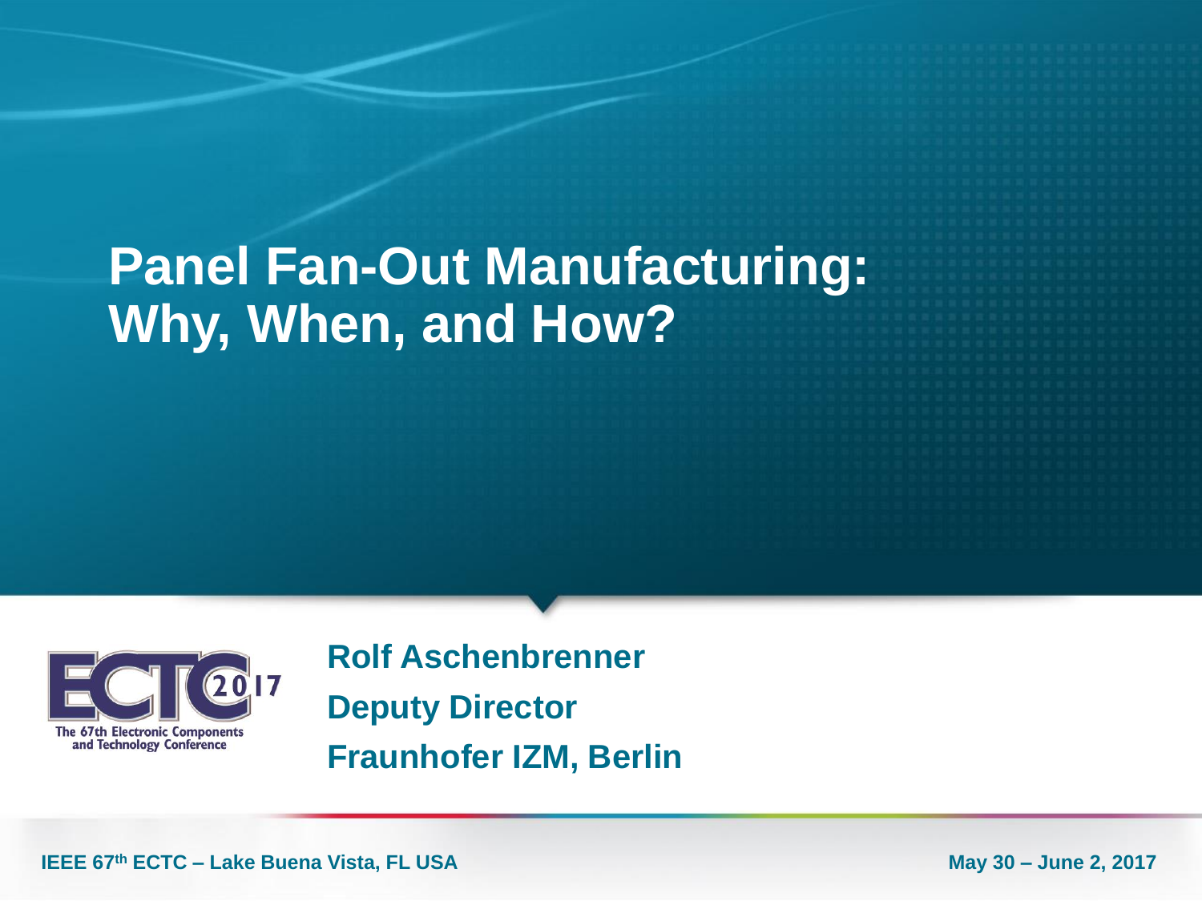# Panel Fan-Out Manufacturing: Why, When, and How?

**Rolf Aschenbrenner**

**Deputy Director**

**Fraunhofer IZM, Berlin**

The 67th Electronic Components and Technology Conference

IEEE 67th ECTC – Lake Buena Vista, FL USA

May 30 – June 2, 2017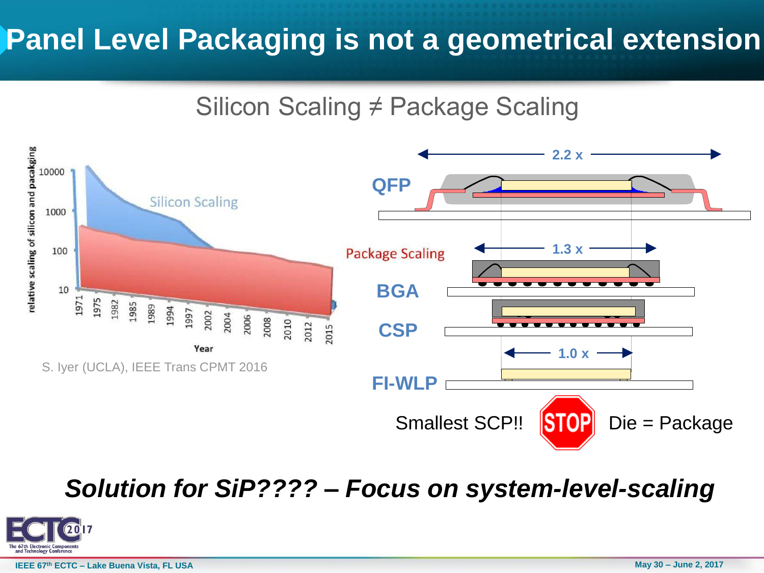# Panel Level Packaging is not a geometrical extension

## Silicon Scaling ≠ Package Scaling

relative scaling of silicon and packaging

10000
1000
100
10

Silicon Scaling

1971 1975 1982 1985 1989 1994 1997 2002 2004 2006 2008 2010 2012 2015

Year

S. Iyer (UCLA), IEEE Trans CPMT 2016

Package Scaling

QFP — 2.2 x

BGA — 1.3 x

CSP

FI-WLP — 1.0 x

Smallest SCP!! STOP Die = Package

***Solution for SiP???? – Focus on system-level-scaling***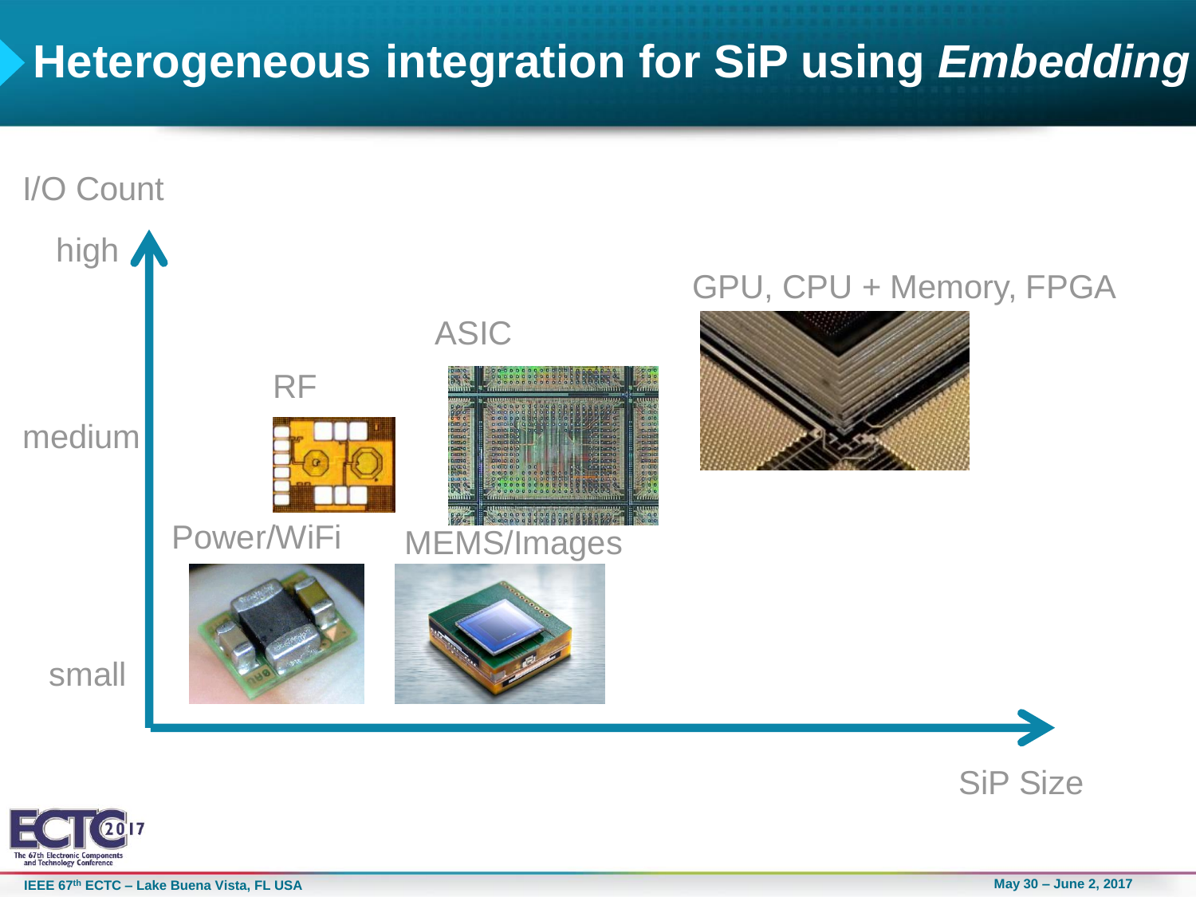# Heterogeneous integration for SiP using *Embedding*

I/O Count

high

medium

small

SiP Size

GPU, CPU + Memory, FPGA

ASIC

RF

Power/WiFi

MEMS/Images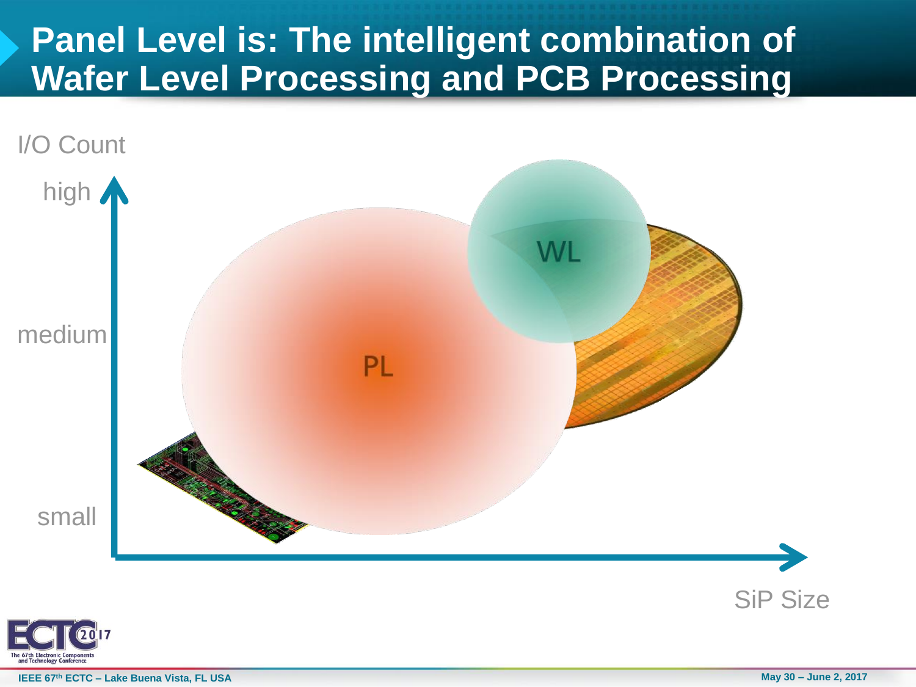# Panel Level is: The intelligent combination of Wafer Level Processing and PCB Processing

I/O Count

high

medium

small

SiP Size

WL

PL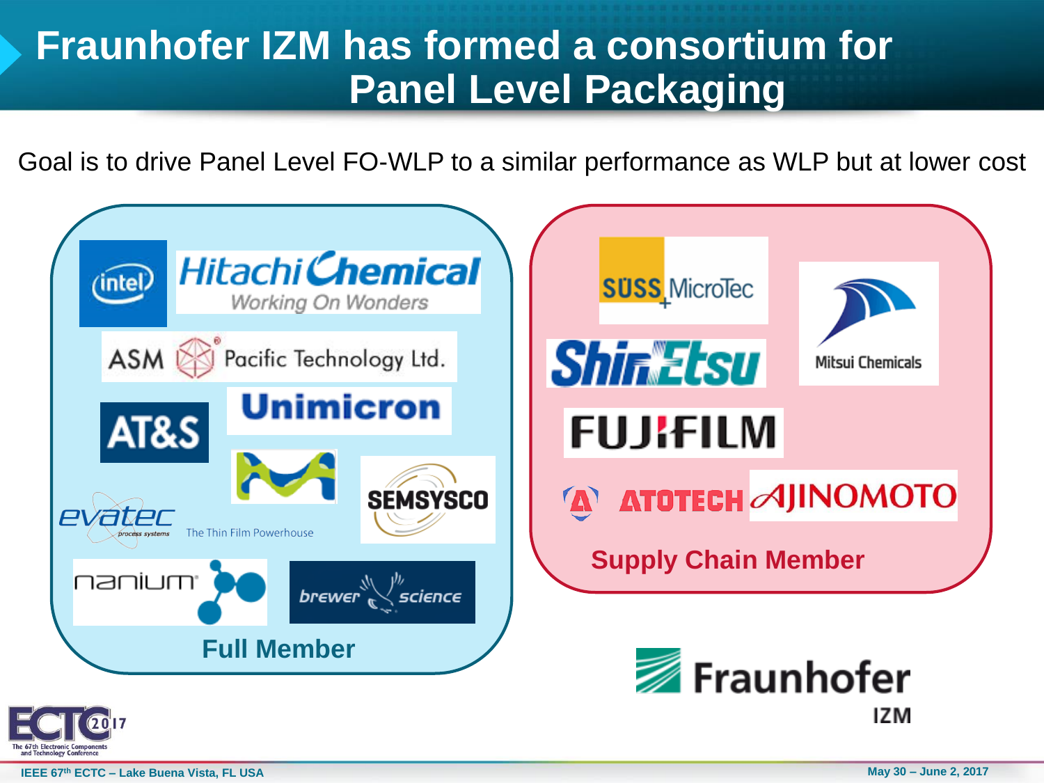# Fraunhofer IZM has formed a consortium for Panel Level Packaging

Goal is to drive Panel Level FO-WLP to a similar performance as WLP but at lower cost

**Full Member**

- Intel
- Hitachi Chemical – Working On Wonders
- ASM Pacific Technology Ltd.
- AT&S
- Unimicron
- evatec process systems – The Thin Film Powerhouse
- SEMSYSCO
- nanium
- brewer science

**Supply Chain Member**

- SÜSS MicroTec
- Mitsui Chemicals
- Shin-Etsu
- FUJIFILM
- ATOTECH
- AJINOMOTO

Fraunhofer IZM